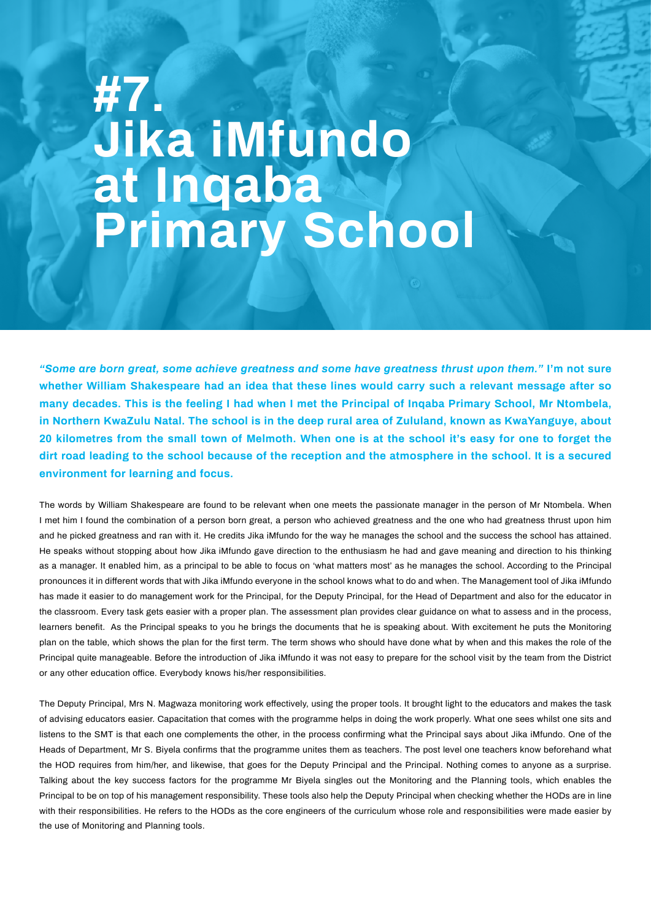# #7. Jika iMfundo at Inqaba Primary School

***"Some are born great, some achieve greatness and some have greatness thrust upon them."*** **I'm not sure whether William Shakespeare had an idea that these lines would carry such a relevant message after so many decades. This is the feeling I had when I met the Principal of Inqaba Primary School, Mr Ntombela, in Northern KwaZulu Natal. The school is in the deep rural area of Zululand, known as KwaYanguye, about 20 kilometres from the small town of Melmoth. When one is at the school it's easy for one to forget the dirt road leading to the school because of the reception and the atmosphere in the school. It is a secured environment for learning and focus.**

The words by William Shakespeare are found to be relevant when one meets the passionate manager in the person of Mr Ntombela. When I met him I found the combination of a person born great, a person who achieved greatness and the one who had greatness thrust upon him and he picked greatness and ran with it. He credits Jika iMfundo for the way he manages the school and the success the school has attained. He speaks without stopping about how Jika iMfundo gave direction to the enthusiasm he had and gave meaning and direction to his thinking as a manager. It enabled him, as a principal to be able to focus on 'what matters most' as he manages the school. According to the Principal pronounces it in different words that with Jika iMfundo everyone in the school knows what to do and when. The Management tool of Jika iMfundo has made it easier to do management work for the Principal, for the Deputy Principal, for the Head of Department and also for the educator in the classroom. Every task gets easier with a proper plan. The assessment plan provides clear guidance on what to assess and in the process, learners benefit. As the Principal speaks to you he brings the documents that he is speaking about. With excitement he puts the Monitoring plan on the table, which shows the plan for the first term. The term shows who should have done what by when and this makes the role of the Principal quite manageable. Before the introduction of Jika iMfundo it was not easy to prepare for the school visit by the team from the District or any other education office. Everybody knows his/her responsibilities.

The Deputy Principal, Mrs N. Magwaza monitoring work effectively, using the proper tools. It brought light to the educators and makes the task of advising educators easier. Capacitation that comes with the programme helps in doing the work properly. What one sees whilst one sits and listens to the SMT is that each one complements the other, in the process confirming what the Principal says about Jika iMfundo. One of the Heads of Department, Mr S. Biyela confirms that the programme unites them as teachers. The post level one teachers know beforehand what the HOD requires from him/her, and likewise, that goes for the Deputy Principal and the Principal. Nothing comes to anyone as a surprise. Talking about the key success factors for the programme Mr Biyela singles out the Monitoring and the Planning tools, which enables the Principal to be on top of his management responsibility. These tools also help the Deputy Principal when checking whether the HODs are in line with their responsibilities. He refers to the HODs as the core engineers of the curriculum whose role and responsibilities were made easier by the use of Monitoring and Planning tools.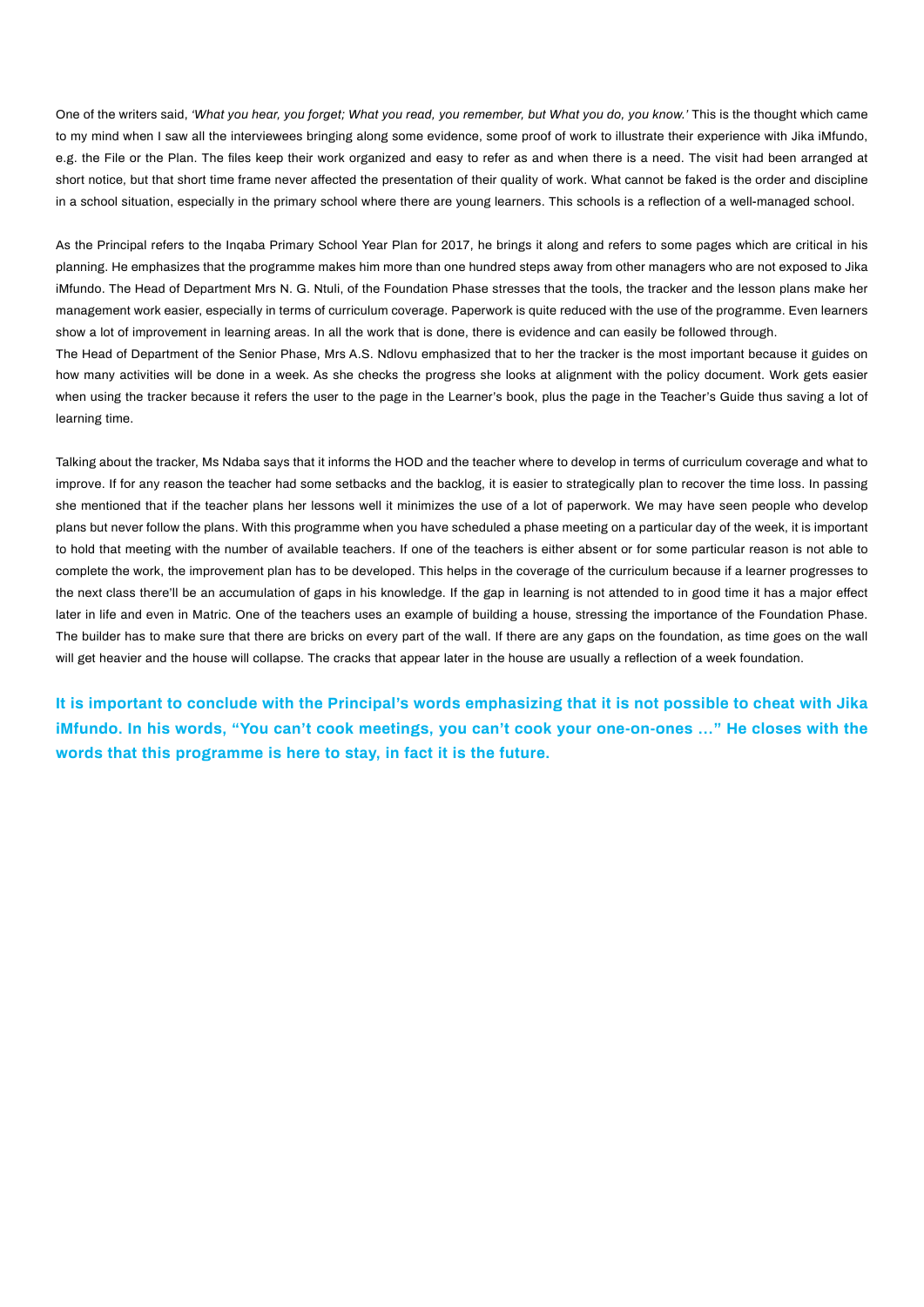One of the writers said, *'What you hear, you forget; What you read, you remember, but What you do, you know.'* This is the thought which came to my mind when I saw all the interviewees bringing along some evidence, some proof of work to illustrate their experience with Jika iMfundo, e.g. the File or the Plan. The files keep their work organized and easy to refer as and when there is a need. The visit had been arranged at short notice, but that short time frame never affected the presentation of their quality of work. What cannot be faked is the order and discipline in a school situation, especially in the primary school where there are young learners. This schools is a reflection of a well-managed school.

As the Principal refers to the Inqaba Primary School Year Plan for 2017, he brings it along and refers to some pages which are critical in his planning. He emphasizes that the programme makes him more than one hundred steps away from other managers who are not exposed to Jika iMfundo. The Head of Department Mrs N. G. Ntuli, of the Foundation Phase stresses that the tools, the tracker and the lesson plans make her management work easier, especially in terms of curriculum coverage. Paperwork is quite reduced with the use of the programme. Even learners show a lot of improvement in learning areas. In all the work that is done, there is evidence and can easily be followed through.

The Head of Department of the Senior Phase, Mrs A.S. Ndlovu emphasized that to her the tracker is the most important because it guides on how many activities will be done in a week. As she checks the progress she looks at alignment with the policy document. Work gets easier when using the tracker because it refers the user to the page in the Learner's book, plus the page in the Teacher's Guide thus saving a lot of learning time.

Talking about the tracker, Ms Ndaba says that it informs the HOD and the teacher where to develop in terms of curriculum coverage and what to improve. If for any reason the teacher had some setbacks and the backlog, it is easier to strategically plan to recover the time loss. In passing she mentioned that if the teacher plans her lessons well it minimizes the use of a lot of paperwork. We may have seen people who develop plans but never follow the plans. With this programme when you have scheduled a phase meeting on a particular day of the week, it is important to hold that meeting with the number of available teachers. If one of the teachers is either absent or for some particular reason is not able to complete the work, the improvement plan has to be developed. This helps in the coverage of the curriculum because if a learner progresses to the next class there'll be an accumulation of gaps in his knowledge. If the gap in learning is not attended to in good time it has a major effect later in life and even in Matric. One of the teachers uses an example of building a house, stressing the importance of the Foundation Phase. The builder has to make sure that there are bricks on every part of the wall. If there are any gaps on the foundation, as time goes on the wall will get heavier and the house will collapse. The cracks that appear later in the house are usually a reflection of a week foundation.

**It is important to conclude with the Principal's words emphasizing that it is not possible to cheat with Jika iMfundo. In his words, "You can't cook meetings, you can't cook your one-on-ones …" He closes with the words that this programme is here to stay, in fact it is the future.**